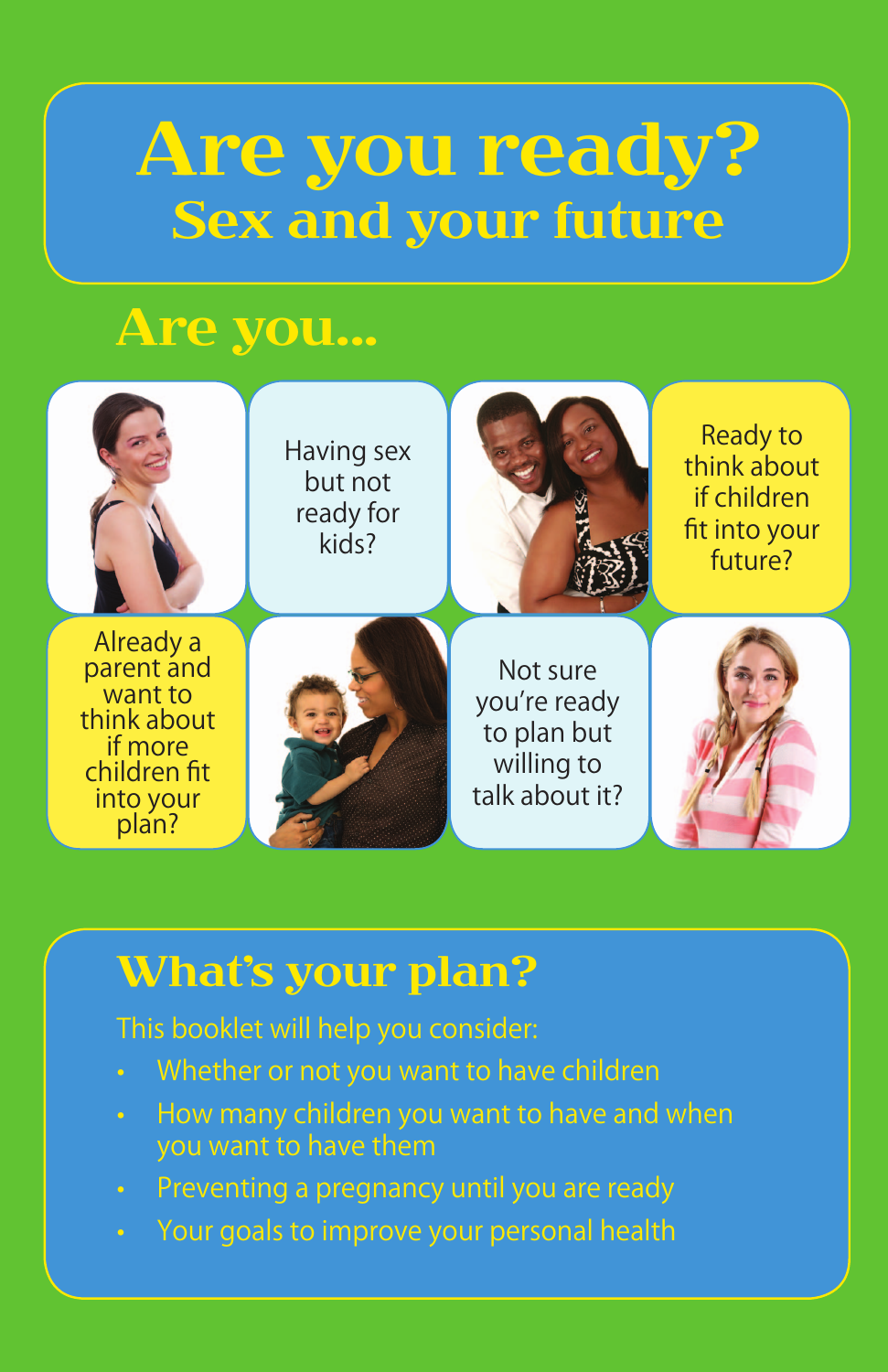# Are you ready?

## Sex and your future

## Are you...

Having sex but not ready for kids?

Ready to think about if children fit into your future?

Already a parent and want to think about if more children fit into your plan?

Not sure you're ready to plan but willing to talk about it?

## What's your plan?

This booklet will help you consider:

- Whether or not you want to have children
- How many children you want to have and when you want to have them
- Preventing a pregnancy until you are ready
- Your goals to improve your personal health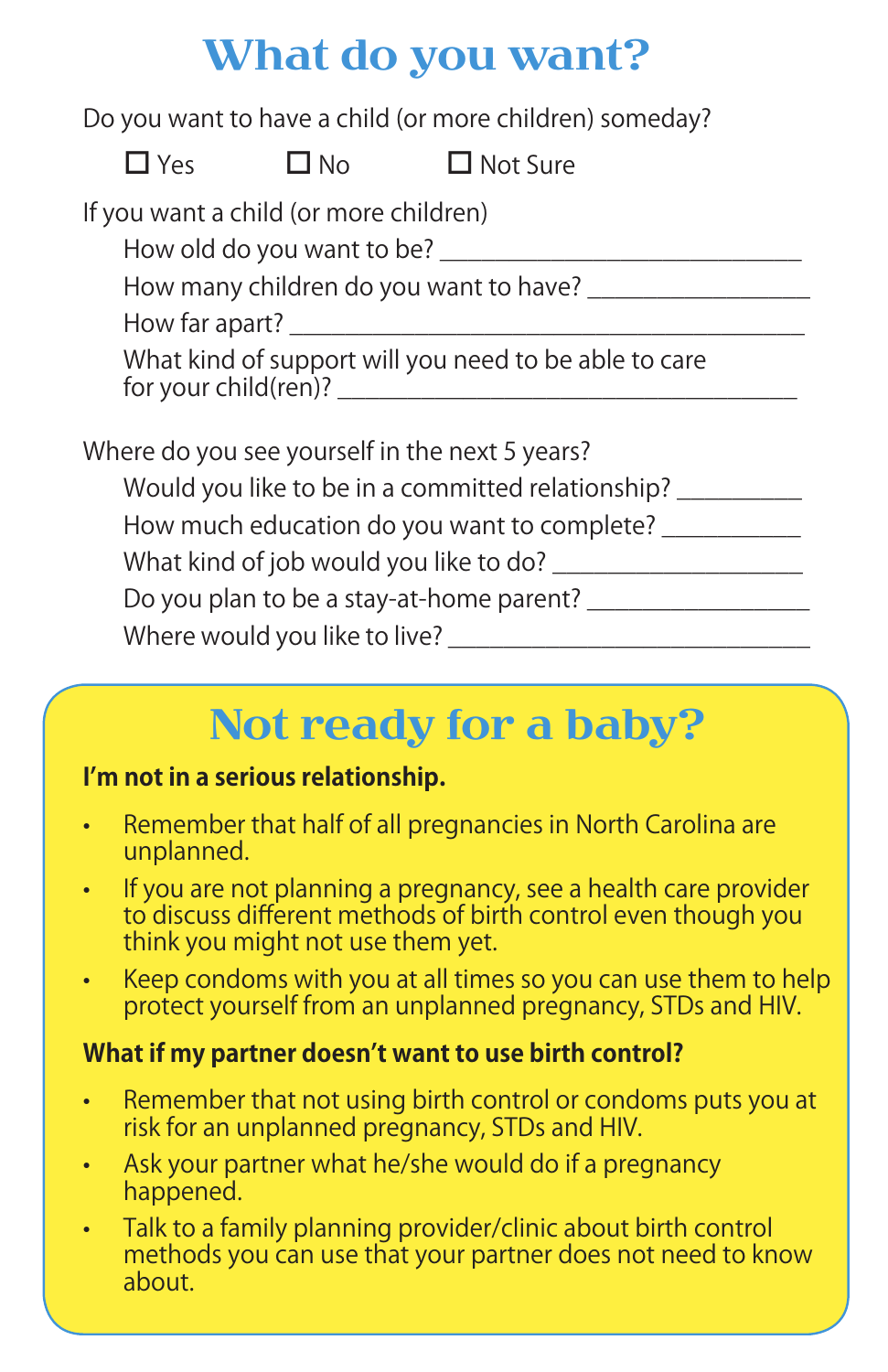# What do you want?

Do you want to have a child (or more children) someday?

☐ Yes ☐ No ☐ Not Sure

If you want a child (or more children)

- How old do you want to be? ______________________________
- How many children do you want to have? __________________
- How far apart? __________________________________________
- What kind of support will you need to be able to care for your child(ren)? ______________________________________

Where do you see yourself in the next 5 years?

- Would you like to be in a committed relationship? __________
- How much education do you want to complete? ___________
- What kind of job would you like to do? ___________________
- Do you plan to be a stay-at-home parent? _________________
- Where would you like to live? ______________________________

## Not ready for a baby?

**I'm not in a serious relationship.**

- Remember that half of all pregnancies in North Carolina are unplanned.
- If you are not planning a pregnancy, see a health care provider to discuss different methods of birth control even though you think you might not use them yet.
- Keep condoms with you at all times so you can use them to help protect yourself from an unplanned pregnancy, STDs and HIV.

**What if my partner doesn't want to use birth control?**

- Remember that not using birth control or condoms puts you at risk for an unplanned pregnancy, STDs and HIV.
- Ask your partner what he/she would do if a pregnancy happened.
- Talk to a family planning provider/clinic about birth control methods you can use that your partner does not need to know about.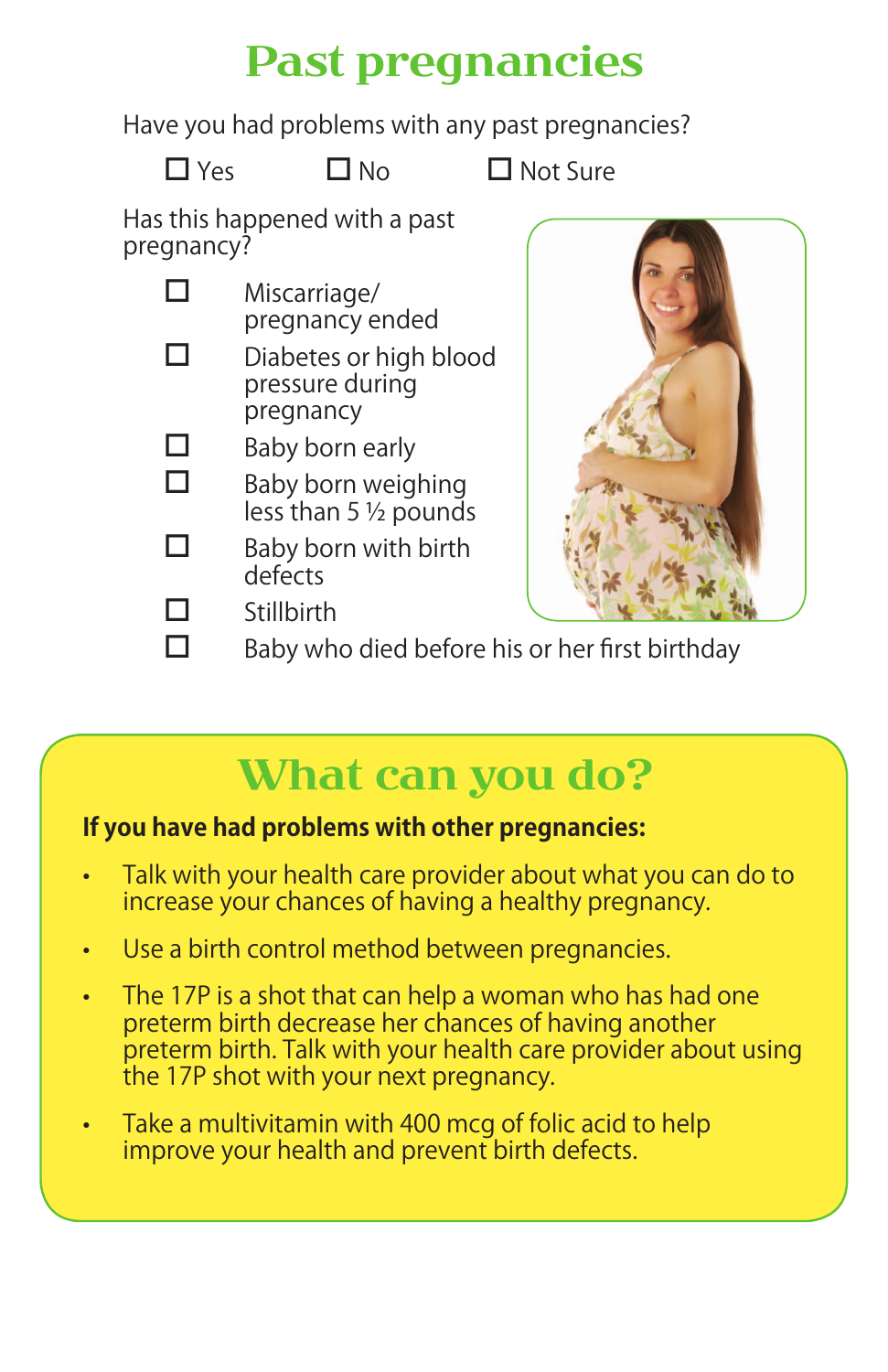# Past pregnancies

Have you had problems with any past pregnancies?

☐ Yes ☐ No ☐ Not Sure

Has this happened with a past pregnancy?

- ☐ Miscarriage/ pregnancy ended
- ☐ Diabetes or high blood pressure during pregnancy
- ☐ Baby born early
- ☐ Baby born weighing less than 5 ½ pounds
- ☐ Baby born with birth defects
- ☐ Stillbirth
- ☐ Baby who died before his or her first birthday

## What can you do?

**If you have had problems with other pregnancies:**

- Talk with your health care provider about what you can do to increase your chances of having a healthy pregnancy.
- Use a birth control method between pregnancies.
- The 17P is a shot that can help a woman who has had one preterm birth decrease her chances of having another preterm birth. Talk with your health care provider about using the 17P shot with your next pregnancy.
- Take a multivitamin with 400 mcg of folic acid to help improve your health and prevent birth defects.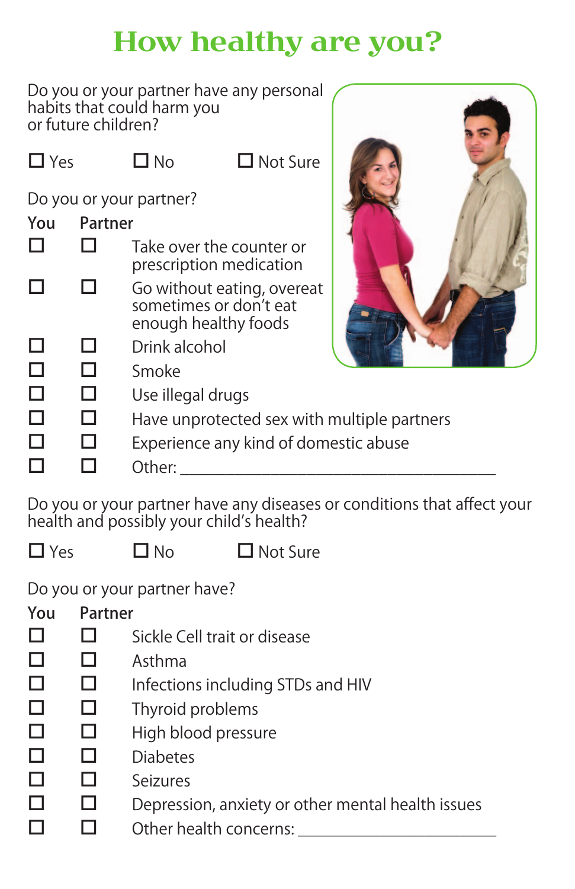# How healthy are you?

Do you or your partner have any personal habits that could harm you or future children?

☐ Yes ☐ No ☐ Not Sure

Do you or your partner?

| You | Partner | |
|---|---|---|
| ☐ | ☐ | Take over the counter or prescription medication |
| ☐ | ☐ | Go without eating, overeat sometimes or don't eat enough healthy foods |
| ☐ | ☐ | Drink alcohol |
| ☐ | ☐ | Smoke |
| ☐ | ☐ | Use illegal drugs |
| ☐ | ☐ | Have unprotected sex with multiple partners |
| ☐ | ☐ | Experience any kind of domestic abuse |
| ☐ | ☐ | Other: ________________________________ |

Do you or your partner have any diseases or conditions that affect your health and possibly your child's health?

☐ Yes ☐ No ☐ Not Sure

Do you or your partner have?

| You | Partner | |
|---|---|---|
| ☐ | ☐ | Sickle Cell trait or disease |
| ☐ | ☐ | Asthma |
| ☐ | ☐ | Infections including STDs and HIV |
| ☐ | ☐ | Thyroid problems |
| ☐ | ☐ | High blood pressure |
| ☐ | ☐ | Diabetes |
| ☐ | ☐ | Seizures |
| ☐ | ☐ | Depression, anxiety or other mental health issues |
| ☐ | ☐ | Other health concerns: ____________________ |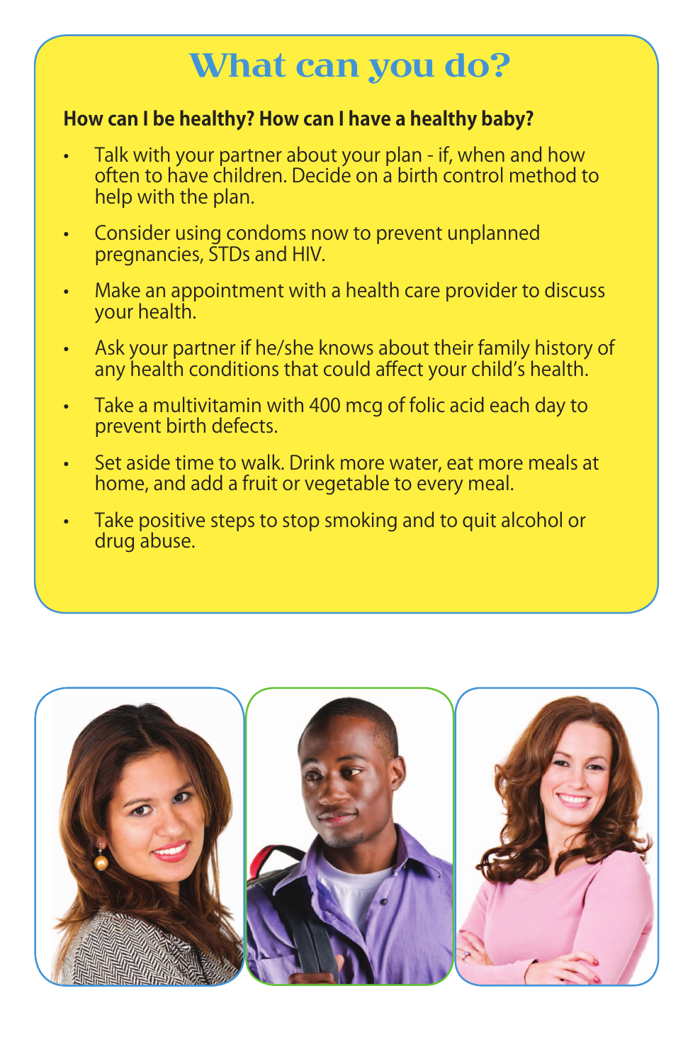# What can you do?

**How can I be healthy? How can I have a healthy baby?**

- Talk with your partner about your plan - if, when and how often to have children. Decide on a birth control method to help with the plan.
- Consider using condoms now to prevent unplanned pregnancies, STDs and HIV.
- Make an appointment with a health care provider to discuss your health.
- Ask your partner if he/she knows about their family history of any health conditions that could affect your child's health.
- Take a multivitamin with 400 mcg of folic acid each day to prevent birth defects.
- Set aside time to walk. Drink more water, eat more meals at home, and add a fruit or vegetable to every meal.
- Take positive steps to stop smoking and to quit alcohol or drug abuse.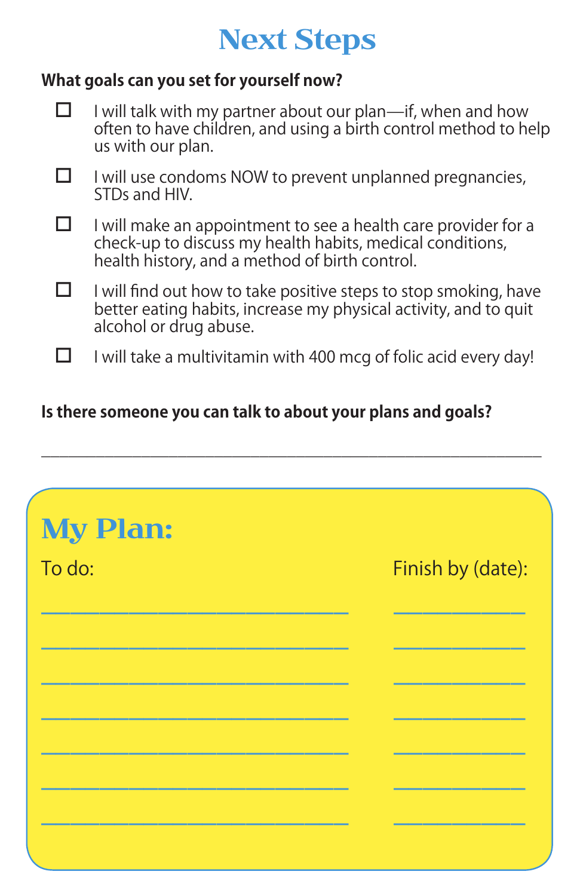# Next Steps

**What goals can you set for yourself now?**

- ☐ I will talk with my partner about our plan—if, when and how often to have children, and using a birth control method to help us with our plan.
- ☐ I will use condoms NOW to prevent unplanned pregnancies, STDs and HIV.
- ☐ I will make an appointment to see a health care provider for a check-up to discuss my health habits, medical conditions, health history, and a method of birth control.
- ☐ I will find out how to take positive steps to stop smoking, have better eating habits, increase my physical activity, and to quit alcohol or drug abuse.
- ☐ I will take a multivitamin with 400 mcg of folic acid every day!

**Is there someone you can talk to about your plans and goals?**

_______________________________________________

## My Plan:

| To do: | Finish by (date): |
| --- | --- |
| ___________________________ | ____________ |
| ___________________________ | ____________ |
| ___________________________ | ____________ |
| ___________________________ | ____________ |
| ___________________________ | ____________ |
| ___________________________ | ____________ |
| ___________________________ | ____________ |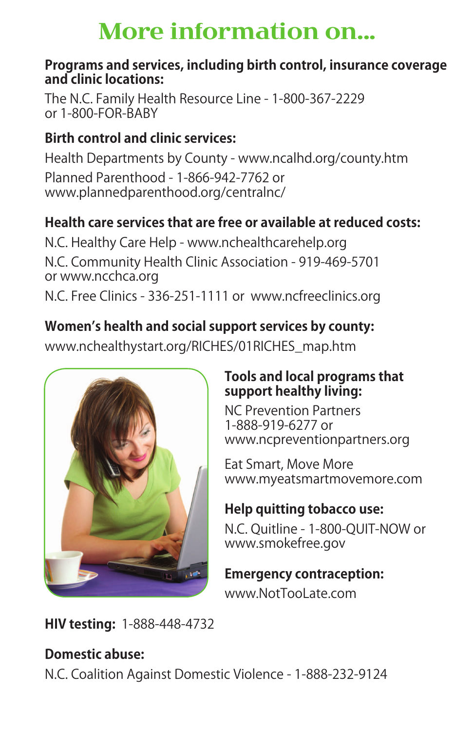# More information on...

**Programs and services, including birth control, insurance coverage and clinic locations:**

The N.C. Family Health Resource Line - 1-800-367-2229 or 1-800-FOR-BABY

**Birth control and clinic services:**

Health Departments by County - www.ncalhd.org/county.htm

Planned Parenthood - 1-866-942-7762 or www.plannedparenthood.org/centralnc/

**Health care services that are free or available at reduced costs:**

N.C. Healthy Care Help - www.nchealthcarehelp.org

N.C. Community Health Clinic Association - 919-469-5701 or www.ncchca.org

N.C. Free Clinics - 336-251-1111 or www.ncfreeclinics.org

**Women's health and social support services by county:**

www.nchealthystart.org/RICHES/01RICHES_map.htm

**Tools and local programs that support healthy living:**

NC Prevention Partners 1-888-919-6277 or www.ncpreventionpartners.org

Eat Smart, Move More www.myeatsmartmovemore.com

**Help quitting tobacco use:**

N.C. Quitline - 1-800-QUIT-NOW or www.smokefree.gov

**Emergency contraception:**

www.NotTooLate.com

**HIV testing:** 1-888-448-4732

**Domestic abuse:**

N.C. Coalition Against Domestic Violence - 1-888-232-9124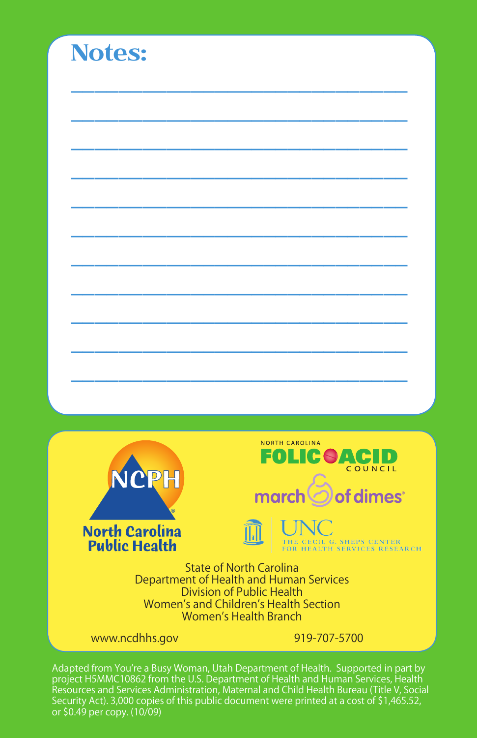## Notes:

North Carolina Public Health

NORTH CAROLINA FOLIC ACID COUNCIL

march of dimes

UNC THE CECIL G. SHEPS CENTER FOR HEALTH SERVICES RESEARCH

State of North Carolina
Department of Health and Human Services
Division of Public Health
Women's and Children's Health Section
Women's Health Branch

www.ncdhhs.gov

919-707-5700

Adapted from You're a Busy Woman, Utah Department of Health. Supported in part by project H5MMC10862 from the U.S. Department of Health and Human Services, Health Resources and Services Administration, Maternal and Child Health Bureau (Title V, Social Security Act). 3,000 copies of this public document were printed at a cost of $1,465.52, or $0.49 per copy. (10/09)